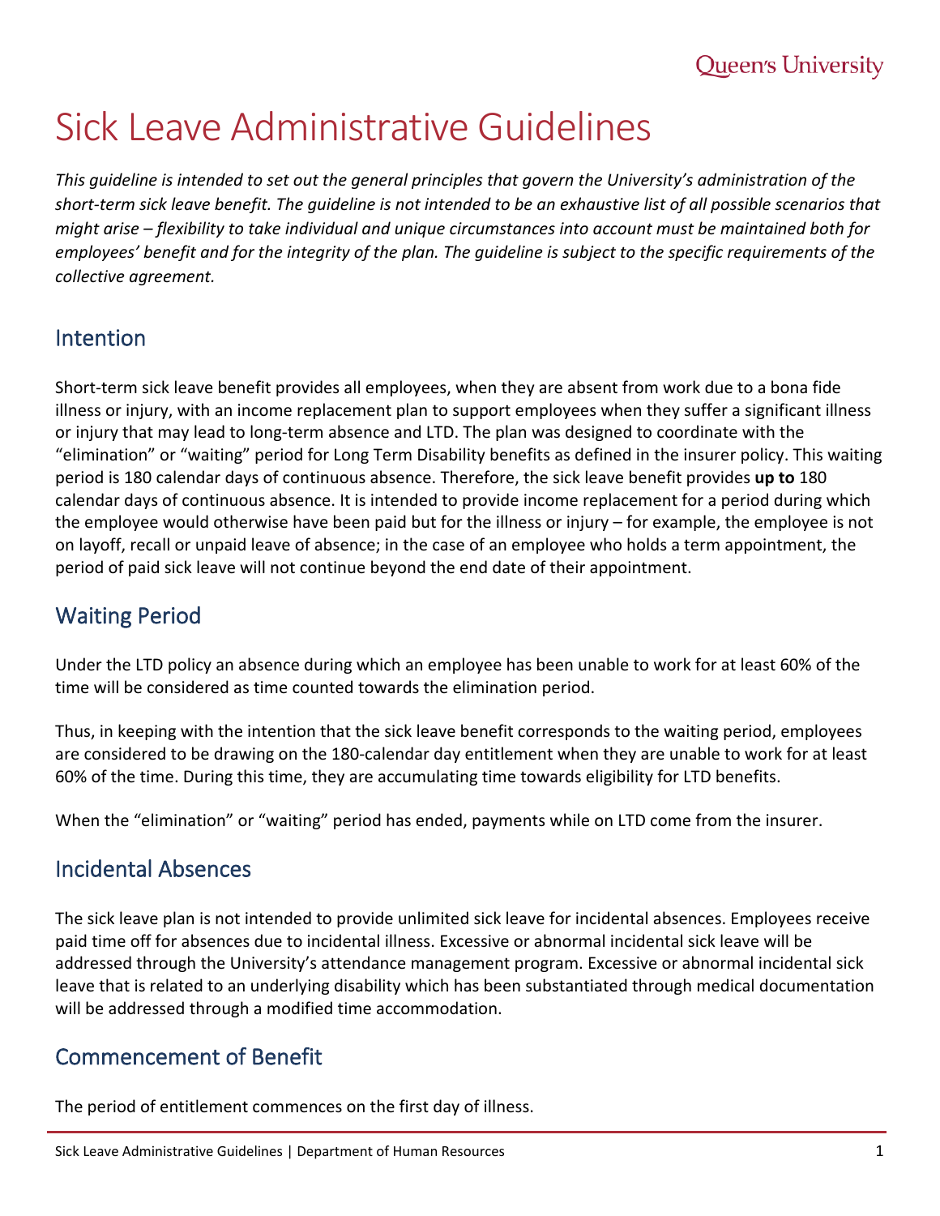# Sick Leave Administrative Guidelines

*This guideline is intended to set out the general principles that govern the University's administration of the short-term sick leave benefit. The guideline is not intended to be an exhaustive list of all possible scenarios that might arise – flexibility to take individual and unique circumstances into account must be maintained both for employees' benefit and for the integrity of the plan. The guideline is subject to the specific requirements of the collective agreement.*

## Intention

Short-term sick leave benefit provides all employees, when they are absent from work due to a bona fide illness or injury, with an income replacement plan to support employees when they suffer a significant illness or injury that may lead to long-term absence and LTD. The plan was designed to coordinate with the "elimination" or "waiting" period for Long Term Disability benefits as defined in the insurer policy. This waiting period is 180 calendar days of continuous absence. Therefore, the sick leave benefit provides **up to** 180 calendar days of continuous absence. It is intended to provide income replacement for a period during which the employee would otherwise have been paid but for the illness or injury – for example, the employee is not on layoff, recall or unpaid leave of absence; in the case of an employee who holds a term appointment, the period of paid sick leave will not continue beyond the end date of their appointment.

## Waiting Period

Under the LTD policy an absence during which an employee has been unable to work for at least 60% of the time will be considered as time counted towards the elimination period.

Thus, in keeping with the intention that the sick leave benefit corresponds to the waiting period, employees are considered to be drawing on the 180-calendar day entitlement when they are unable to work for at least 60% of the time. During this time, they are accumulating time towards eligibility for LTD benefits.

When the "elimination" or "waiting" period has ended, payments while on LTD come from the insurer.

## Incidental Absences

The sick leave plan is not intended to provide unlimited sick leave for incidental absences. Employees receive paid time off for absences due to incidental illness. Excessive or abnormal incidental sick leave will be addressed through the University's attendance management program. Excessive or abnormal incidental sick leave that is related to an underlying disability which has been substantiated through medical documentation will be addressed through a modified time accommodation.

## Commencement of Benefit

The period of entitlement commences on the first day of illness.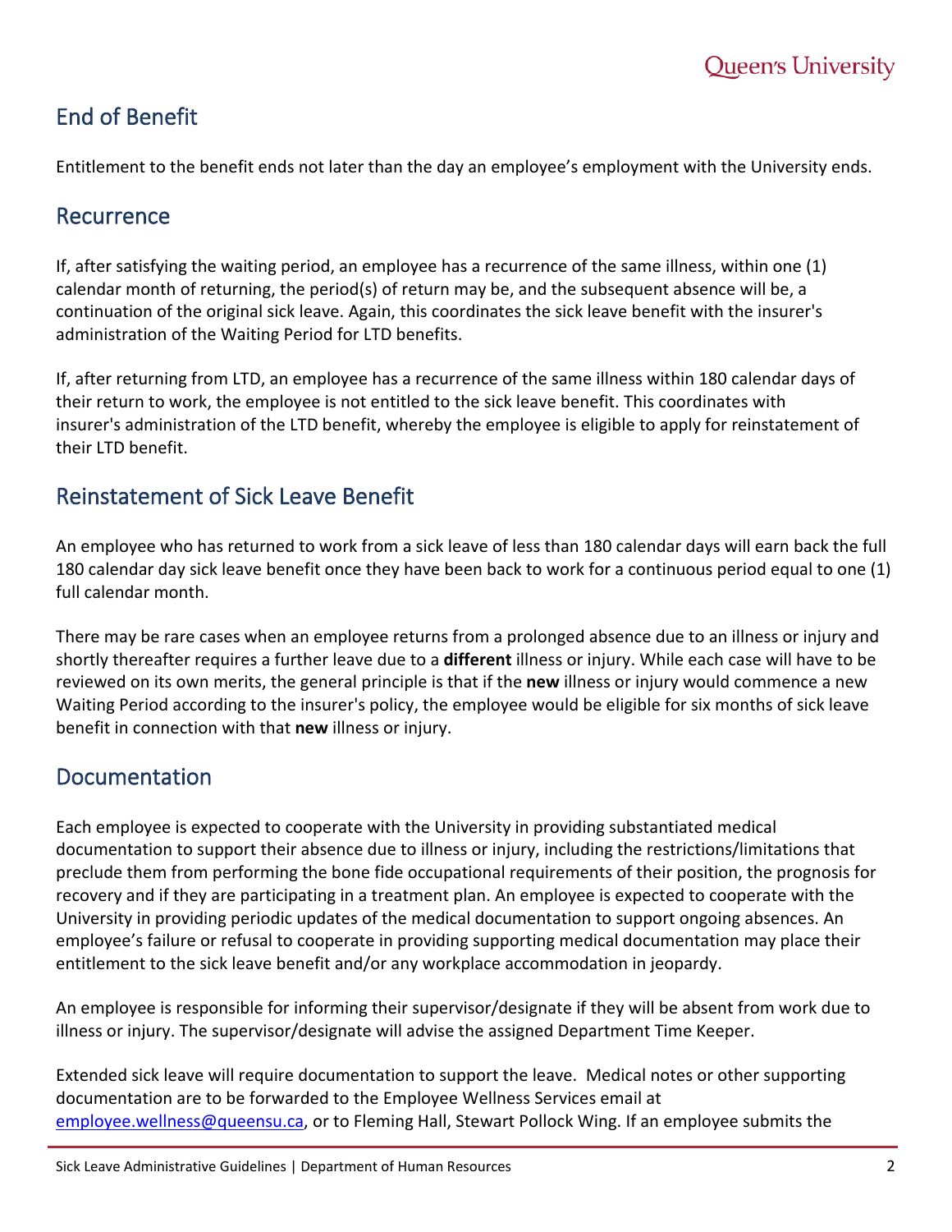## End of Benefit

Entitlement to the benefit ends not later than the day an employee's employment with the University ends.

## Recurrence

If, after satisfying the waiting period, an employee has a recurrence of the same illness, within one (1) calendar month of returning, the period(s) of return may be, and the subsequent absence will be, a continuation of the original sick leave. Again, this coordinates the sick leave benefit with the insurer's administration of the Waiting Period for LTD benefits.

If, after returning from LTD, an employee has a recurrence of the same illness within 180 calendar days of their return to work, the employee is not entitled to the sick leave benefit. This coordinates with insurer's administration of the LTD benefit, whereby the employee is eligible to apply for reinstatement of their LTD benefit.

## Reinstatement of Sick Leave Benefit

An employee who has returned to work from a sick leave of less than 180 calendar days will earn back the full 180 calendar day sick leave benefit once they have been back to work for a continuous period equal to one (1) full calendar month.

There may be rare cases when an employee returns from a prolonged absence due to an illness or injury and shortly thereafter requires a further leave due to a **different** illness or injury. While each case will have to be reviewed on its own merits, the general principle is that if the **new** illness or injury would commence a new Waiting Period according to the insurer's policy, the employee would be eligible for six months of sick leave benefit in connection with that **new** illness or injury.

## Documentation

Each employee is expected to cooperate with the University in providing substantiated medical documentation to support their absence due to illness or injury, including the restrictions/limitations that preclude them from performing the bone fide occupational requirements of their position, the prognosis for recovery and if they are participating in a treatment plan. An employee is expected to cooperate with the University in providing periodic updates of the medical documentation to support ongoing absences. An employee's failure or refusal to cooperate in providing supporting medical documentation may place their entitlement to the sick leave benefit and/or any workplace accommodation in jeopardy.

An employee is responsible for informing their supervisor/designate if they will be absent from work due to illness or injury. The supervisor/designate will advise the assigned Department Time Keeper.

Extended sick leave will require documentation to support the leave. Medical notes or other supporting documentation are to be forwarded to the Employee Wellness Services email at employee.wellness@queensu.ca, or to Fleming Hall, Stewart Pollock Wing. If an employee submits the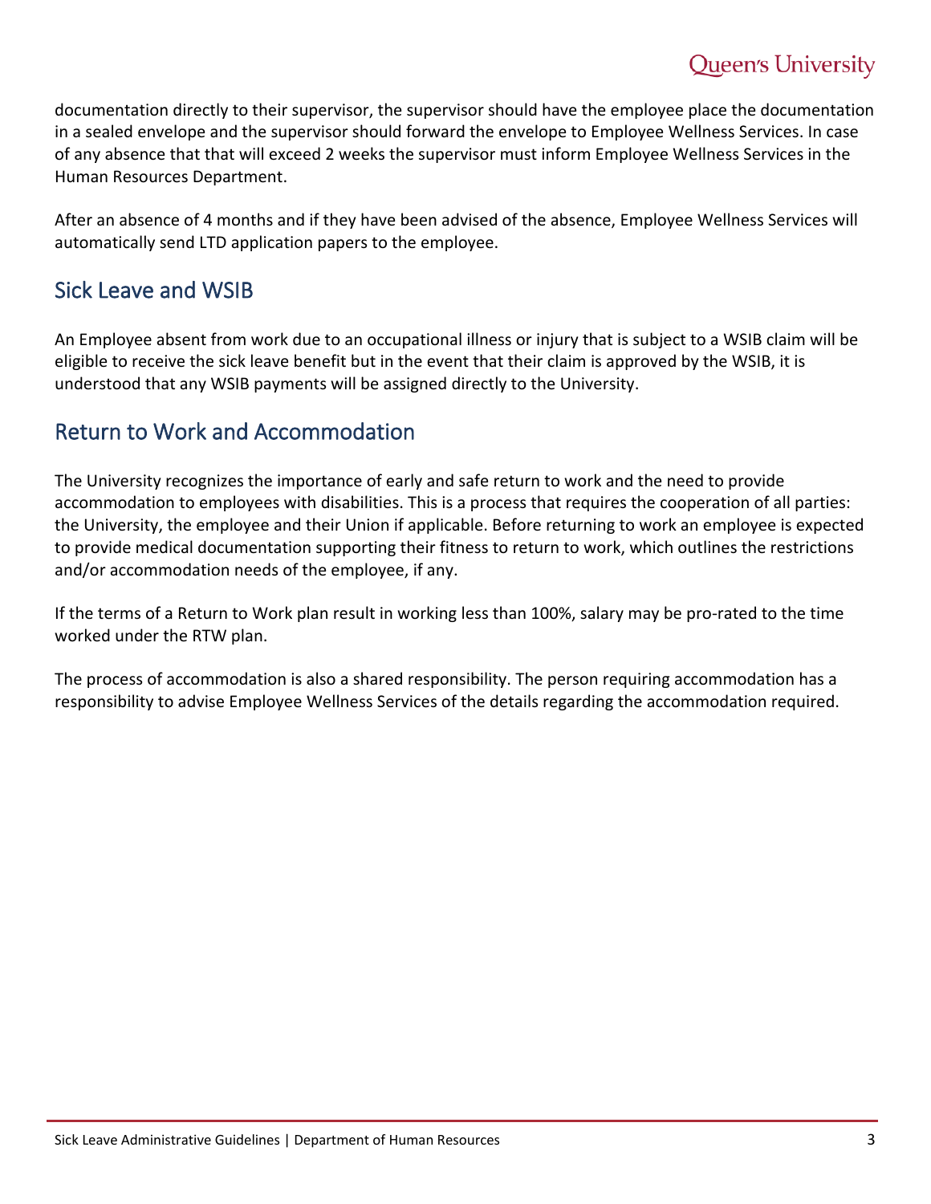documentation directly to their supervisor, the supervisor should have the employee place the documentation in a sealed envelope and the supervisor should forward the envelope to Employee Wellness Services. In case of any absence that that will exceed 2 weeks the supervisor must inform Employee Wellness Services in the Human Resources Department.

After an absence of 4 months and if they have been advised of the absence, Employee Wellness Services will automatically send LTD application papers to the employee.

## Sick Leave and WSIB

An Employee absent from work due to an occupational illness or injury that is subject to a WSIB claim will be eligible to receive the sick leave benefit but in the event that their claim is approved by the WSIB, it is understood that any WSIB payments will be assigned directly to the University.

## Return to Work and Accommodation

The University recognizes the importance of early and safe return to work and the need to provide accommodation to employees with disabilities. This is a process that requires the cooperation of all parties: the University, the employee and their Union if applicable. Before returning to work an employee is expected to provide medical documentation supporting their fitness to return to work, which outlines the restrictions and/or accommodation needs of the employee, if any.

If the terms of a Return to Work plan result in working less than 100%, salary may be pro-rated to the time worked under the RTW plan.

The process of accommodation is also a shared responsibility. The person requiring accommodation has a responsibility to advise Employee Wellness Services of the details regarding the accommodation required.